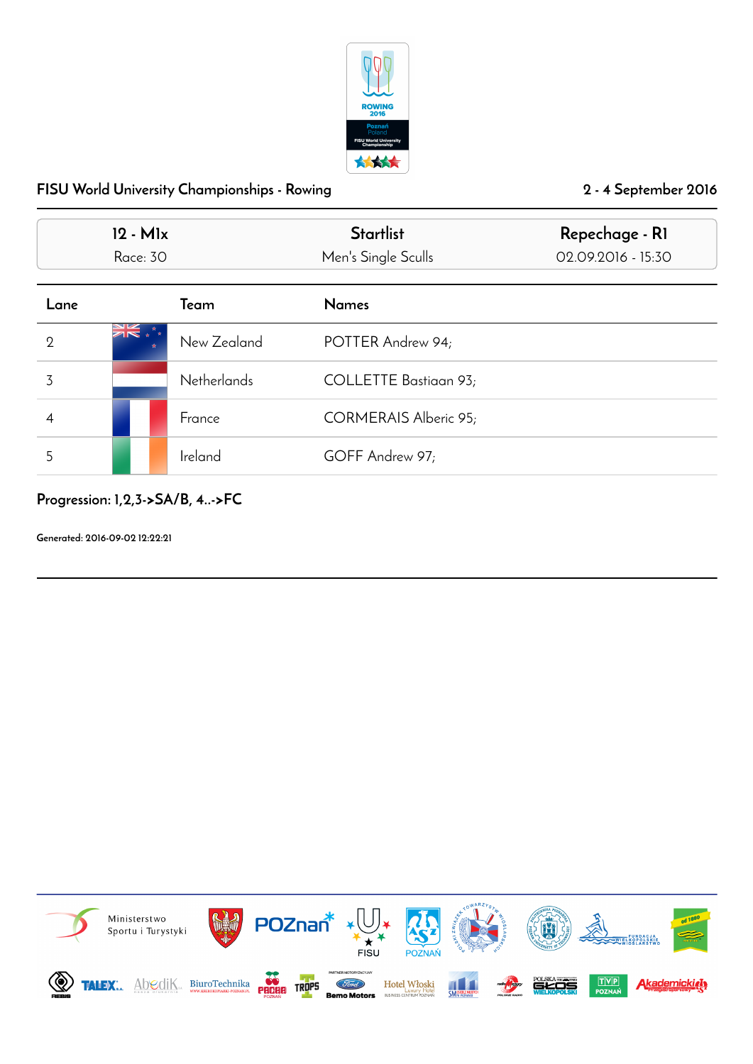## FISU World University Championships - Rowing

2 - 4 September 2016

| 12 - M1x | Startlist | Repechage - R1 |
| --- | --- | --- |
| Race: 30 | Men's Single Sculls | 02.09.2016 - 15:30 |

| Lane | Team | Names |
| --- | --- | --- |
| 2 | New Zealand | POTTER Andrew 94; |
| 3 | Netherlands | COLLETTE Bastiaan 93; |
| 4 | France | CORMERAIS Alberic 95; |
| 5 | Ireland | GOFF Andrew 97; |

**Progression: 1,2,3->SA/B, 4..->FC**

Generated: 2016-09-02 12:22:21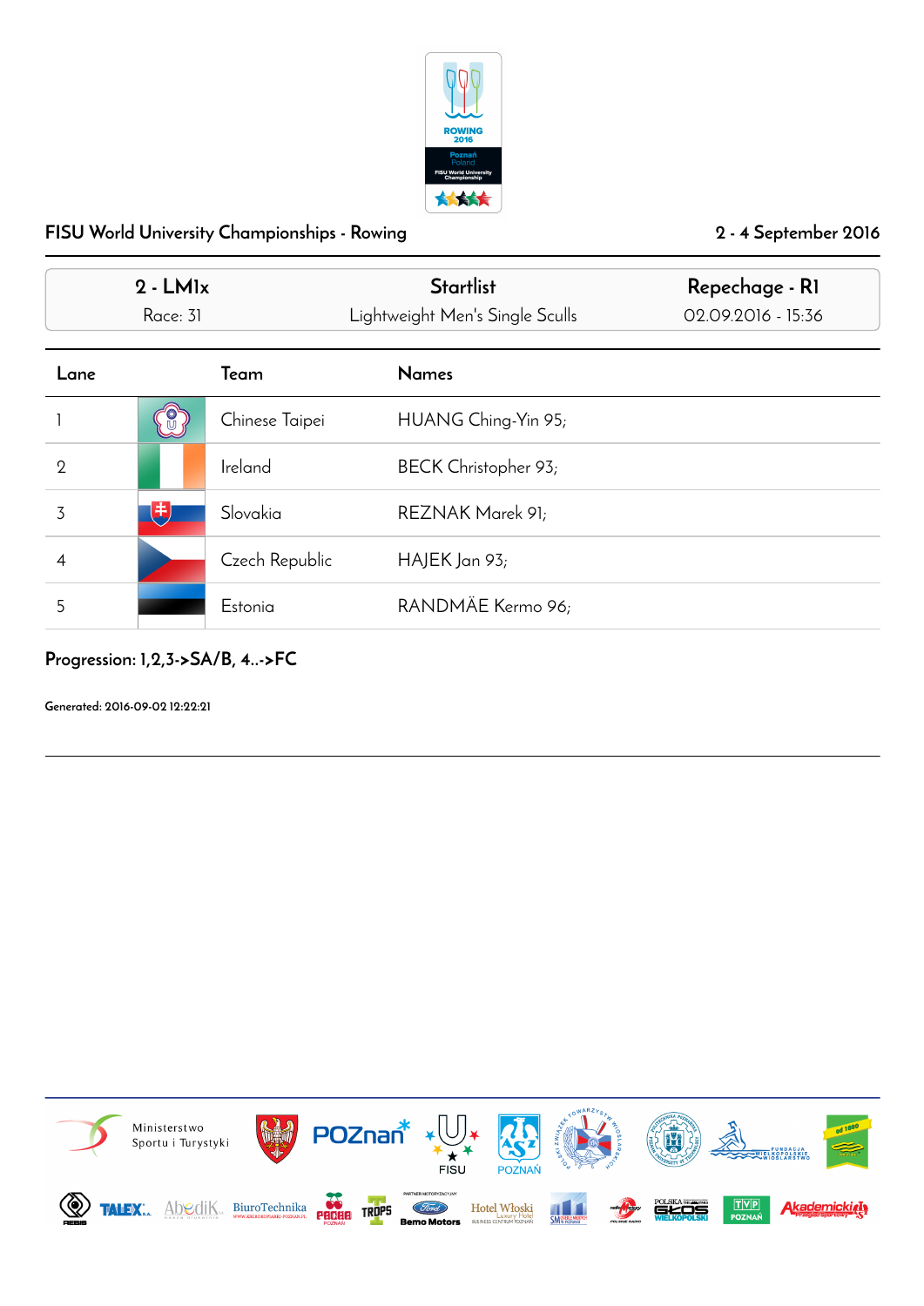FISU World University Championships - Rowing — 2 - 4 September 2016

| 2 - LM1x | Startlist | Repechage - R1 |
|---|---|---|
| Race: 31 | Lightweight Men's Single Sculls | 02.09.2016 - 15:36 |

| Lane | Team | Names |
|---|---|---|
| 1 | Chinese Taipei | HUANG Ching-Yin 95; |
| 2 | Ireland | BECK Christopher 93; |
| 3 | Slovakia | REZNAK Marek 91; |
| 4 | Czech Republic | HAJEK Jan 93; |
| 5 | Estonia | RANDMÄE Kermo 96; |

**Progression: 1,2,3->SA/B, 4..->FC**

**Generated: 2016-09-02 12:22:21**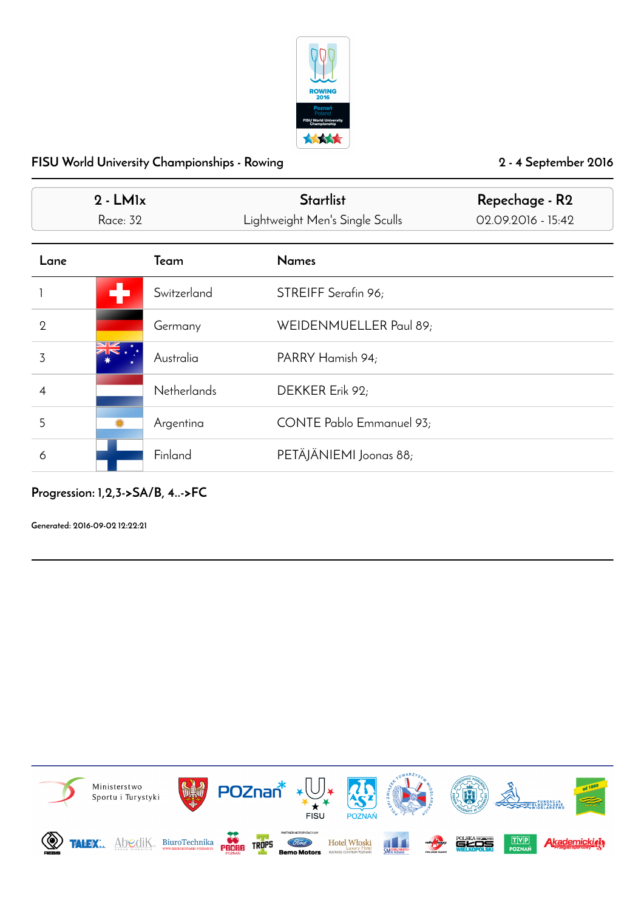FISU World University Championships - Rowing

2 - 4 September 2016

| 2 - LM1x | Startlist | Repechage - R2 |
| --- | --- | --- |
| Race: 32 | Lightweight Men's Single Sculls | 02.09.2016 - 15:42 |

| Lane | Team | Names |
| --- | --- | --- |
| 1 | Switzerland | STREIFF Serafin 96; |
| 2 | Germany | WEIDENMUELLER Paul 89; |
| 3 | Australia | PARRY Hamish 94; |
| 4 | Netherlands | DEKKER Erik 92; |
| 5 | Argentina | CONTE Pablo Emmanuel 93; |
| 6 | Finland | PETÄJÄNIEMI Joonas 88; |

**Progression: 1,2,3->SA/B, 4..->FC**

Generated: 2016-09-02 12:22:21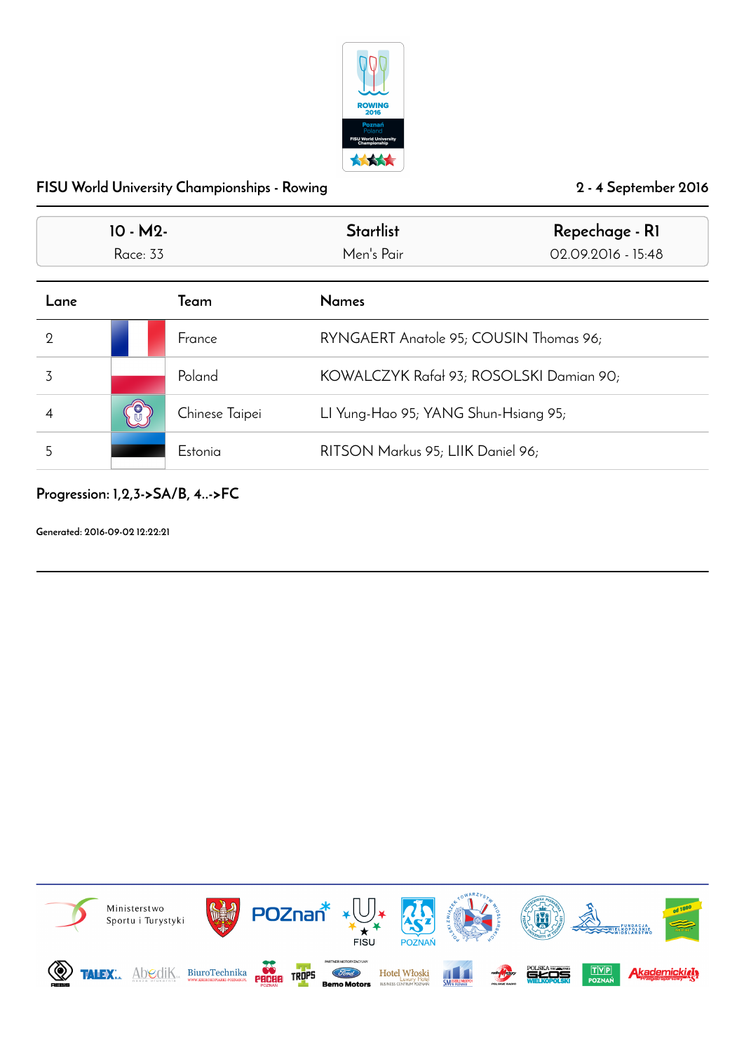FISU World University Championships - Rowing

2 - 4 September 2016

| 10 - M2- | Startlist | Repechage - R1 |
|---|---|---|
| Race: 33 | Men's Pair | 02.09.2016 - 15:48 |

| Lane | Team | Names |
|---|---|---|
| 2 | France | RYNGAERT Anatole 95; COUSIN Thomas 96; |
| 3 | Poland | KOWALCZYK Rafał 93; ROSOLSKI Damian 90; |
| 4 | Chinese Taipei | LI Yung-Hao 95; YANG Shun-Hsiang 95; |
| 5 | Estonia | RITSON Markus 95; LIIK Daniel 96; |

**Progression: 1,2,3->SA/B, 4..->FC**

Generated: 2016-09-02 12:22:21